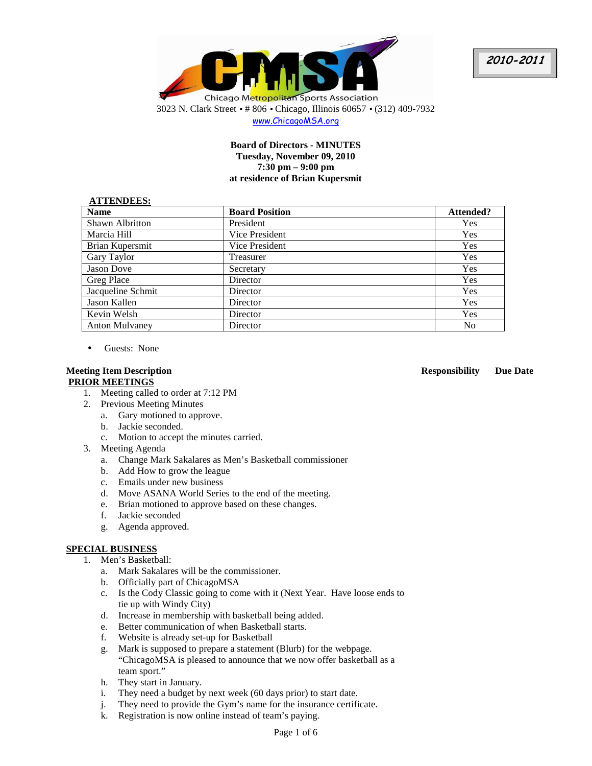Chicago Metropolitan Sports Association
3023 N. Clark Street • # 806 • Chicago, Illinois 60657 • (312) 409-7932
www.ChicagoMSA.org

**2010-2011**

**Board of Directors - MINUTES**
**Tuesday, November 09, 2010**
**7:30 pm – 9:00 pm**
**at residence of Brian Kupersmit**

**ATTENDEES:**

| Name | Board Position | Attended? |
|---|---|---|
| Shawn Albritton | President | Yes |
| Marcia Hill | Vice President | Yes |
| Brian Kupersmit | Vice President | Yes |
| Gary Taylor | Treasurer | Yes |
| Jason Dove | Secretary | Yes |
| Greg Place | Director | Yes |
| Jacqueline Schmit | Director | Yes |
| Jason Kallen | Director | Yes |
| Kevin Welsh | Director | Yes |
| Anton Mulvaney | Director | No |

- Guests: None

**Meeting Item Description** **Responsibility** **Due Date**

**PRIOR MEETINGS**

1. Meeting called to order at 7:12 PM
2. Previous Meeting Minutes
   a. Gary motioned to approve.
   b. Jackie seconded.
   c. Motion to accept the minutes carried.
3. Meeting Agenda
   a. Change Mark Sakalares as Men's Basketball commissioner
   b. Add How to grow the league
   c. Emails under new business
   d. Move ASANA World Series to the end of the meeting.
   e. Brian motioned to approve based on these changes.
   f. Jackie seconded
   g. Agenda approved.

**SPECIAL BUSINESS**

1. Men's Basketball:
   a. Mark Sakalares will be the commissioner.
   b. Officially part of ChicagoMSA
   c. Is the Cody Classic going to come with it (Next Year. Have loose ends to tie up with Windy City)
   d. Increase in membership with basketball being added.
   e. Better communication of when Basketball starts.
   f. Website is already set-up for Basketball
   g. Mark is supposed to prepare a statement (Blurb) for the webpage. "ChicagoMSA is pleased to announce that we now offer basketball as a team sport."
   h. They start in January.
   i. They need a budget by next week (60 days prior) to start date.
   j. They need to provide the Gym's name for the insurance certificate.
   k. Registration is now online instead of team's paying.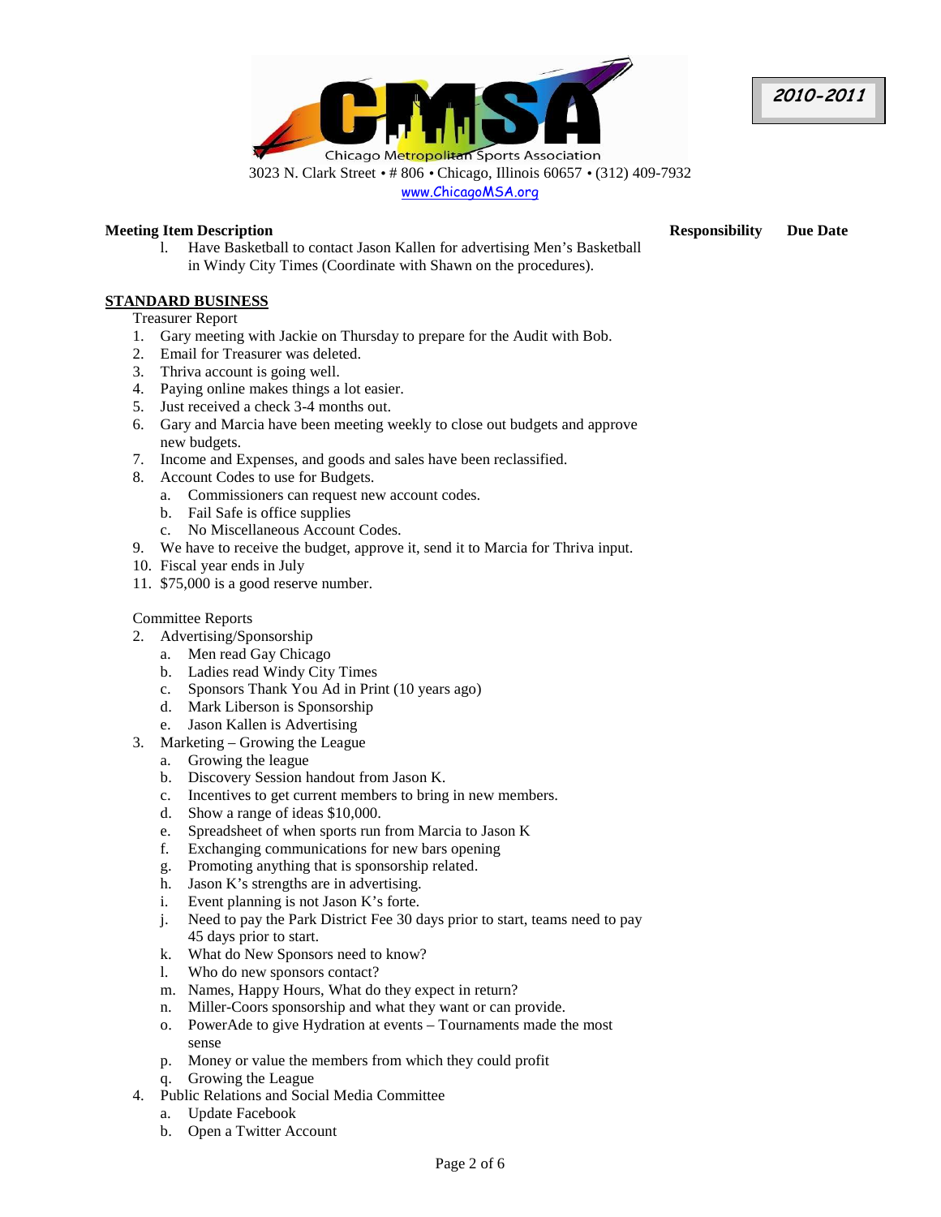**Chicago Metropolitan Sports Association**
3023 N. Clark Street • # 806 • Chicago, Illinois 60657 • (312) 409-7932
www.ChicagoMSA.org

**2010-2011**

**Meeting Item Description** **Responsibility** **Due Date**

l. Have Basketball to contact Jason Kallen for advertising Men's Basketball in Windy City Times (Coordinate with Shawn on the procedures).

**STANDARD BUSINESS**

Treasurer Report

1. Gary meeting with Jackie on Thursday to prepare for the Audit with Bob.
2. Email for Treasurer was deleted.
3. Thriva account is going well.
4. Paying online makes things a lot easier.
5. Just received a check 3-4 months out.
6. Gary and Marcia have been meeting weekly to close out budgets and approve new budgets.
7. Income and Expenses, and goods and sales have been reclassified.
8. Account Codes to use for Budgets.
   a. Commissioners can request new account codes.
   b. Fail Safe is office supplies
   c. No Miscellaneous Account Codes.
9. We have to receive the budget, approve it, send it to Marcia for Thriva input.
10. Fiscal year ends in July
11. $75,000 is a good reserve number.

Committee Reports

2. Advertising/Sponsorship
   a. Men read Gay Chicago
   b. Ladies read Windy City Times
   c. Sponsors Thank You Ad in Print (10 years ago)
   d. Mark Liberson is Sponsorship
   e. Jason Kallen is Advertising
3. Marketing – Growing the League
   a. Growing the league
   b. Discovery Session handout from Jason K.
   c. Incentives to get current members to bring in new members.
   d. Show a range of ideas $10,000.
   e. Spreadsheet of when sports run from Marcia to Jason K
   f. Exchanging communications for new bars opening
   g. Promoting anything that is sponsorship related.
   h. Jason K's strengths are in advertising.
   i. Event planning is not Jason K's forte.
   j. Need to pay the Park District Fee 30 days prior to start, teams need to pay 45 days prior to start.
   k. What do New Sponsors need to know?
   l. Who do new sponsors contact?
   m. Names, Happy Hours, What do they expect in return?
   n. Miller-Coors sponsorship and what they want or can provide.
   o. PowerAde to give Hydration at events – Tournaments made the most sense
   p. Money or value the members from which they could profit
   q. Growing the League
4. Public Relations and Social Media Committee
   a. Update Facebook
   b. Open a Twitter Account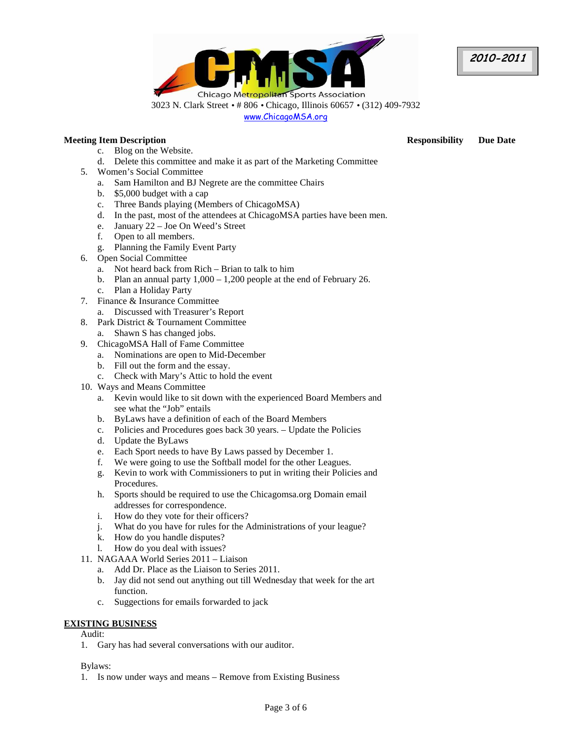**Meeting Item Description** **Responsibility** **Due Date**

c. Blog on the Website.
d. Delete this committee and make it as part of the Marketing Committee

5. Women's Social Committee
   a. Sam Hamilton and BJ Negrete are the committee Chairs
   b. $5,000 budget with a cap
   c. Three Bands playing (Members of ChicagoMSA)
   d. In the past, most of the attendees at ChicagoMSA parties have been men.
   e. January 22 – Joe On Weed's Street
   f. Open to all members.
   g. Planning the Family Event Party
6. Open Social Committee
   a. Not heard back from Rich – Brian to talk to him
   b. Plan an annual party 1,000 – 1,200 people at the end of February 26.
   c. Plan a Holiday Party
7. Finance & Insurance Committee
   a. Discussed with Treasurer's Report
8. Park District & Tournament Committee
   a. Shawn S has changed jobs.
9. ChicagoMSA Hall of Fame Committee
   a. Nominations are open to Mid-December
   b. Fill out the form and the essay.
   c. Check with Mary's Attic to hold the event
10. Ways and Means Committee
    a. Kevin would like to sit down with the experienced Board Members and see what the "Job" entails
    b. ByLaws have a definition of each of the Board Members
    c. Policies and Procedures goes back 30 years. – Update the Policies
    d. Update the ByLaws
    e. Each Sport needs to have By Laws passed by December 1.
    f. We were going to use the Softball model for the other Leagues.
    g. Kevin to work with Commissioners to put in writing their Policies and Procedures.
    h. Sports should be required to use the Chicagomsa.org Domain email addresses for correspondence.
    i. How do they vote for their officers?
    j. What do you have for rules for the Administrations of your league?
    k. How do you handle disputes?
    l. How do you deal with issues?
11. NAGAAA World Series 2011 – Liaison
    a. Add Dr. Place as the Liaison to Series 2011.
    b. Jay did not send out anything out till Wednesday that week for the art function.
    c. Suggections for emails forwarded to jack

## EXISTING BUSINESS

Audit:

1. Gary has had several conversations with our auditor.

Bylaws:

1. Is now under ways and means – Remove from Existing Business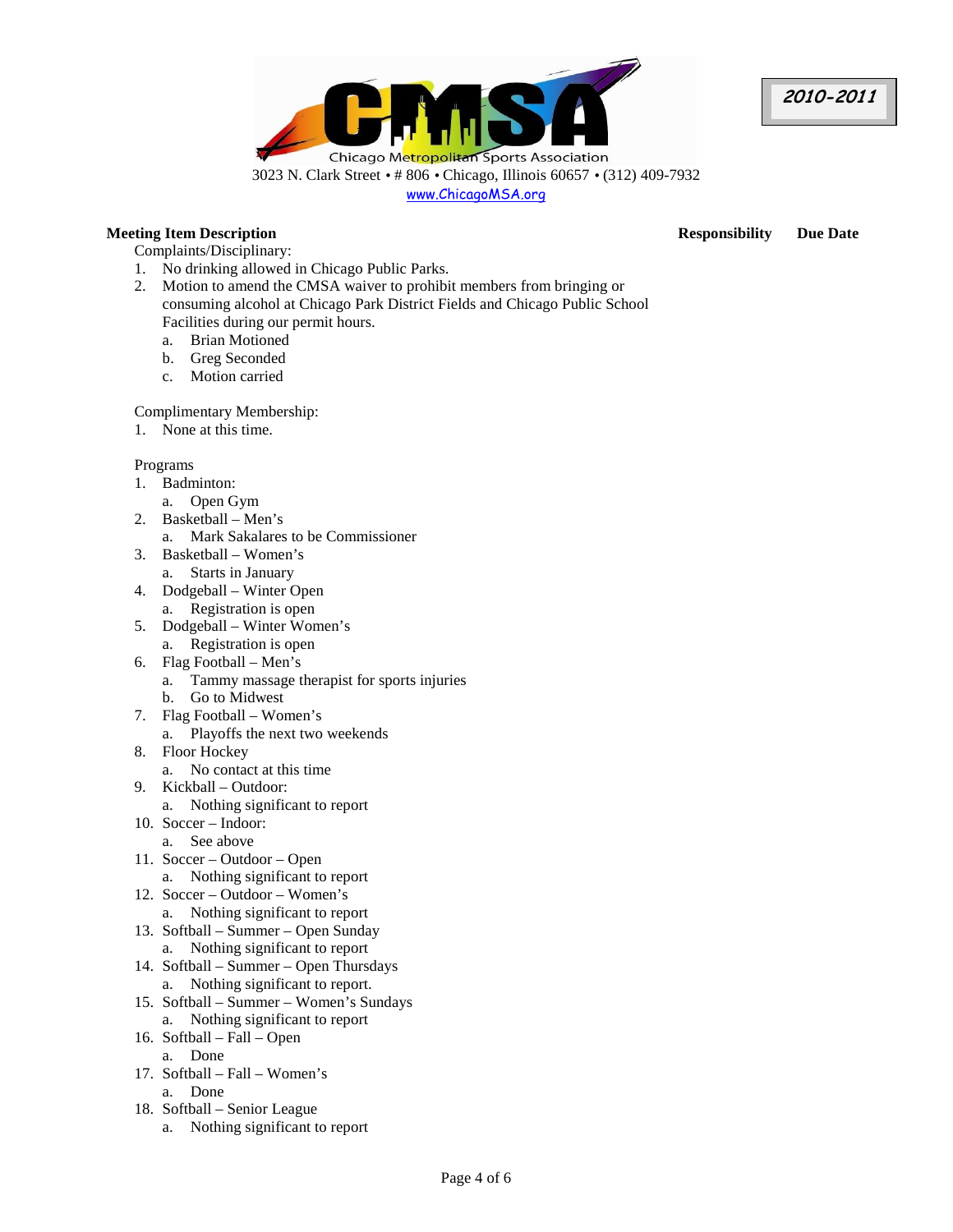**Chicago Metropolitan Sports Association**

3023 N. Clark Street • # 806 • Chicago, Illinois 60657 • (312) 409-7932

www.ChicagoMSA.org

**2010-2011**

**Meeting Item Description** **Responsibility** **Due Date**

Complaints/Disciplinary:

1. No drinking allowed in Chicago Public Parks.
2. Motion to amend the CMSA waiver to prohibit members from bringing or consuming alcohol at Chicago Park District Fields and Chicago Public School Facilities during our permit hours.
   a. Brian Motioned
   b. Greg Seconded
   c. Motion carried

Complimentary Membership:

1. None at this time.

Programs

1. Badminton:
   a. Open Gym
2. Basketball – Men's
   a. Mark Sakalares to be Commissioner
3. Basketball – Women's
   a. Starts in January
4. Dodgeball – Winter Open
   a. Registration is open
5. Dodgeball – Winter Women's
   a. Registration is open
6. Flag Football – Men's
   a. Tammy massage therapist for sports injuries
   b. Go to Midwest
7. Flag Football – Women's
   a. Playoffs the next two weekends
8. Floor Hockey
   a. No contact at this time
9. Kickball – Outdoor:
   a. Nothing significant to report
10. Soccer – Indoor:
    a. See above
11. Soccer – Outdoor – Open
    a. Nothing significant to report
12. Soccer – Outdoor – Women's
    a. Nothing significant to report
13. Softball – Summer – Open Sunday
    a. Nothing significant to report
14. Softball – Summer – Open Thursdays
    a. Nothing significant to report.
15. Softball – Summer – Women's Sundays
    a. Nothing significant to report
16. Softball – Fall – Open
    a. Done
17. Softball – Fall – Women's
    a. Done
18. Softball – Senior League
    a. Nothing significant to report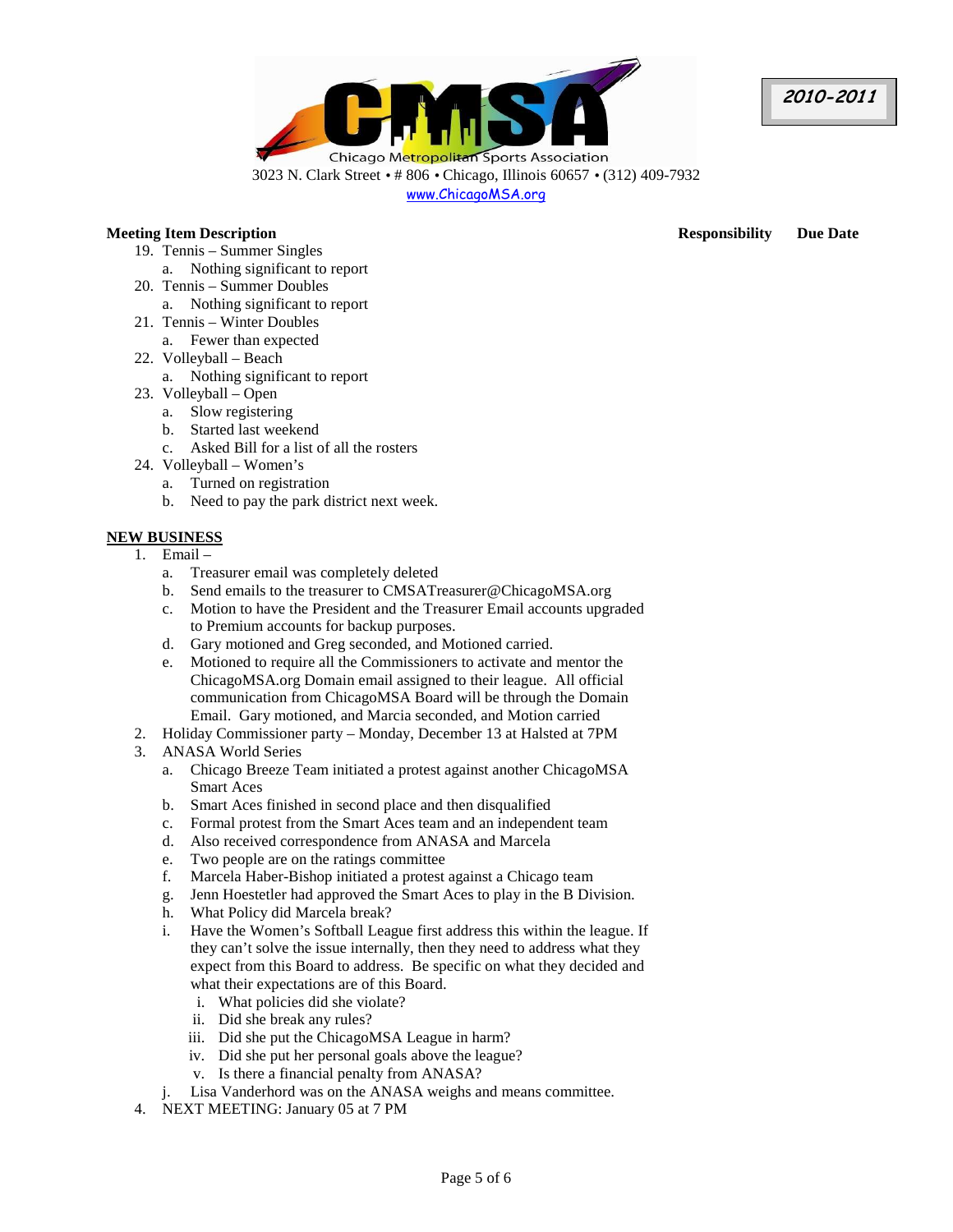Chicago Metropolitan Sports Association
3023 N. Clark Street • # 806 • Chicago, Illinois 60657 • (312) 409-7932
www.ChicagoMSA.org

**2010-2011**

**Meeting Item Description** **Responsibility** **Due Date**

19. Tennis – Summer Singles
    a. Nothing significant to report
20. Tennis – Summer Doubles
    a. Nothing significant to report
21. Tennis – Winter Doubles
    a. Fewer than expected
22. Volleyball – Beach
    a. Nothing significant to report
23. Volleyball – Open
    a. Slow registering
    b. Started last weekend
    c. Asked Bill for a list of all the rosters
24. Volleyball – Women's
    a. Turned on registration
    b. Need to pay the park district next week.

**NEW BUSINESS**

1. Email –
   a. Treasurer email was completely deleted
   b. Send emails to the treasurer to CMSATreasurer@ChicagoMSA.org
   c. Motion to have the President and the Treasurer Email accounts upgraded to Premium accounts for backup purposes.
   d. Gary motioned and Greg seconded, and Motioned carried.
   e. Motioned to require all the Commissioners to activate and mentor the ChicagoMSA.org Domain email assigned to their league. All official communication from ChicagoMSA Board will be through the Domain Email. Gary motioned, and Marcia seconded, and Motion carried
2. Holiday Commissioner party – Monday, December 13 at Halsted at 7PM
3. ANASA World Series
   a. Chicago Breeze Team initiated a protest against another ChicagoMSA Smart Aces
   b. Smart Aces finished in second place and then disqualified
   c. Formal protest from the Smart Aces team and an independent team
   d. Also received correspondence from ANASA and Marcela
   e. Two people are on the ratings committee
   f. Marcela Haber-Bishop initiated a protest against a Chicago team
   g. Jenn Hoestetler had approved the Smart Aces to play in the B Division.
   h. What Policy did Marcela break?
   i. Have the Women's Softball League first address this within the league. If they can't solve the issue internally, then they need to address what they expect from this Board to address. Be specific on what they decided and what their expectations are of this Board.
      i. What policies did she violate?
      ii. Did she break any rules?
      iii. Did she put the ChicagoMSA League in harm?
      iv. Did she put her personal goals above the league?
      v. Is there a financial penalty from ANASA?
   j. Lisa Vanderhord was on the ANASA weighs and means committee.
4. NEXT MEETING: January 05 at 7 PM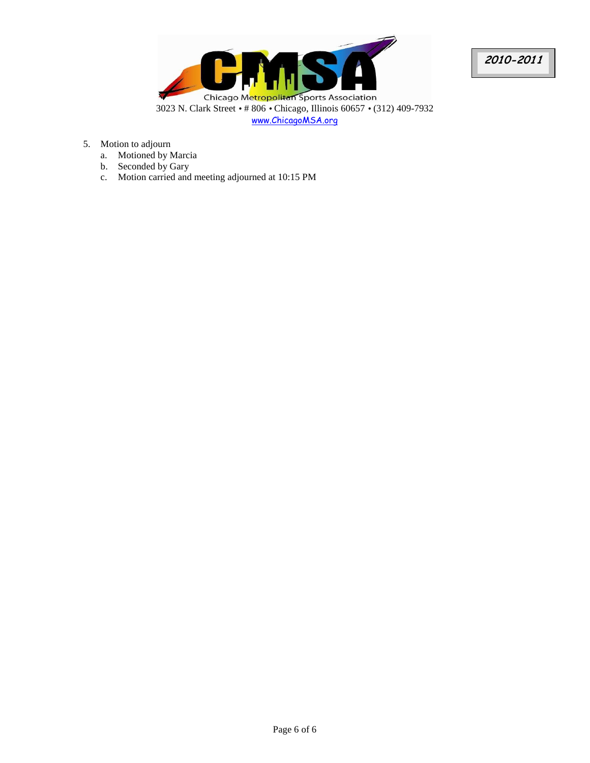5. Motion to adjourn
    a. Motioned by Marcia
    b. Seconded by Gary
    c. Motion carried and meeting adjourned at 10:15 PM